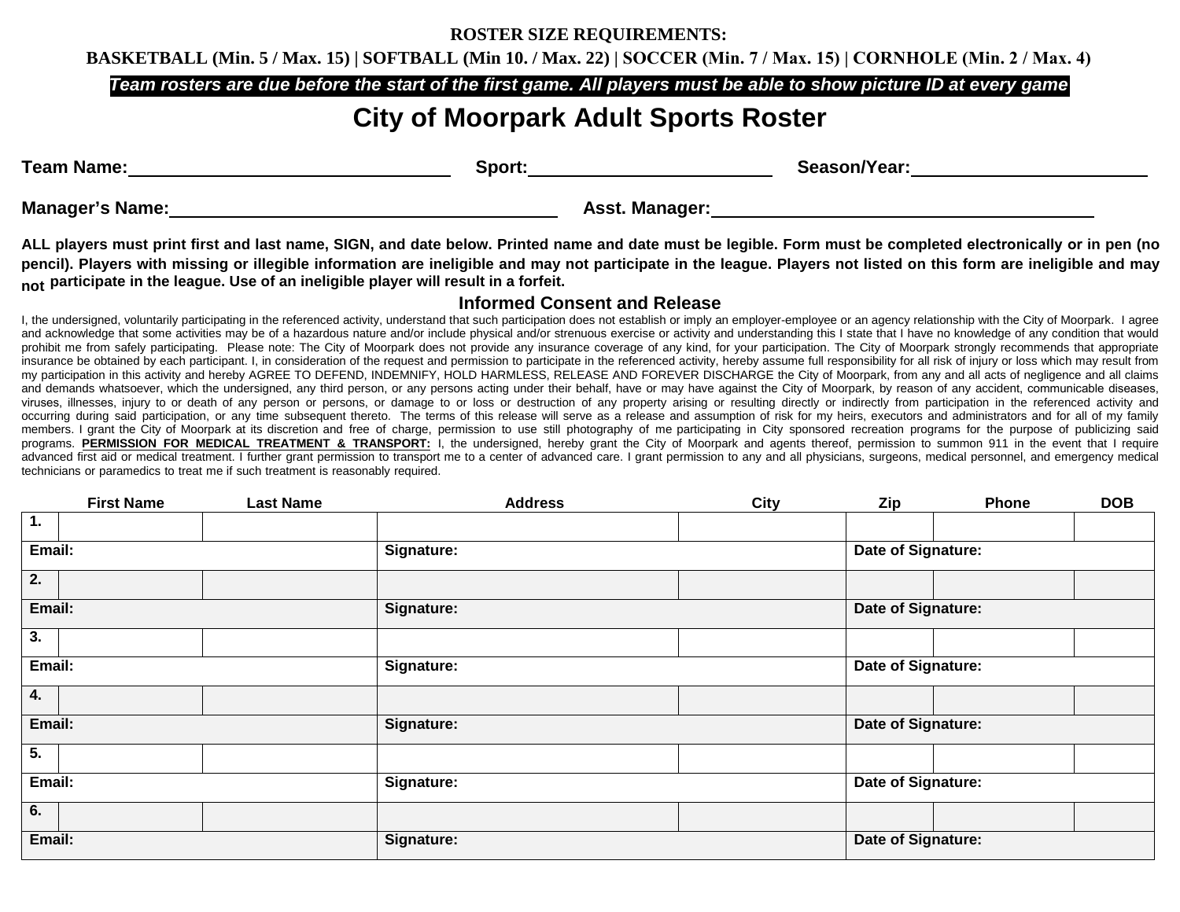**ROSTER SIZE REQUIREMENTS:**

**BASKETBALL (Min. 5 / Max. 15) | SOFTBALL (Min 10. / Max. 22) | SOCCER (Min. 7 / Max. 15) | CORNHOLE (Min. 2 / Max. 4)**

***Team rosters are due before the start of the first game. All players must be able to show picture ID at every game***

# City of Moorpark Adult Sports Roster

**Team Name:**\_\_\_\_\_\_\_\_\_\_\_\_\_\_\_\_\_\_\_\_\_\_\_\_\_\_\_\_ **Sport:**\_\_\_\_\_\_\_\_\_\_\_\_\_\_\_\_\_\_\_\_\_\_\_\_ **Season/Year:**\_\_\_\_\_\_\_\_\_\_\_\_\_\_\_\_\_\_\_\_\_\_\_\_

**Manager's Name:**\_\_\_\_\_\_\_\_\_\_\_\_\_\_\_\_\_\_\_\_\_\_\_\_\_\_\_\_\_\_\_\_\_\_\_\_\_\_ **Asst. Manager:**\_\_\_\_\_\_\_\_\_\_\_\_\_\_\_\_\_\_\_\_\_\_\_\_\_\_\_\_\_\_\_\_\_\_\_\_\_\_

**ALL players must print first and last name, SIGN, and date below. Printed name and date must be legible. Form must be completed electronically or in pen (no pencil). Players with missing or illegible information are ineligible and may not participate in the league. Players not listed on this form are ineligible and may not participate in the league. Use of an ineligible player will result in a forfeit.**

## Informed Consent and Release

I, the undersigned, voluntarily participating in the referenced activity, understand that such participation does not establish or imply an employer-employee or an agency relationship with the City of Moorpark. I agree and acknowledge that some activities may be of a hazardous nature and/or include physical and/or strenuous exercise or activity and understanding this I state that I have no knowledge of any condition that would prohibit me from safely participating. Please note: The City of Moorpark does not provide any insurance coverage of any kind, for your participation. The City of Moorpark strongly recommends that appropriate insurance be obtained by each participant. I, in consideration of the request and permission to participate in the referenced activity, hereby assume full responsibility for all risk of injury or loss which may result from my participation in this activity and hereby AGREE TO DEFEND, INDEMNIFY, HOLD HARMLESS, RELEASE AND FOREVER DISCHARGE the City of Moorpark, from any and all acts of negligence and all claims and demands whatsoever, which the undersigned, any third person, or any persons acting under their behalf, have or may have against the City of Moorpark, by reason of any accident, communicable diseases, viruses, illnesses, injury to or death of any person or persons, or damage to or loss or destruction of any property arising or resulting directly or indirectly from participation in the referenced activity and occurring during said participation, or any time subsequent thereto. The terms of this release will serve as a release and assumption of risk for my heirs, executors and administrators and for all of my family members. I grant the City of Moorpark at its discretion and free of charge, permission to use still photography of me participating in City sponsored recreation programs for the purpose of publicizing said programs. **PERMISSION FOR MEDICAL TREATMENT & TRANSPORT:** I, the undersigned, hereby grant the City of Moorpark and agents thereof, permission to summon 911 in the event that I require advanced first aid or medical treatment. I further grant permission to transport me to a center of advanced care. I grant permission to any and all physicians, surgeons, medical personnel, and emergency medical technicians or paramedics to treat me if such treatment is reasonably required.

| | First Name | Last Name | Address | City | Zip | Phone | DOB |
|---|---|---|---|---|---|---|---|
| 1. | | | | | | | |
| Email: | | | Signature: | | Date of Signature: | | |
| 2. | | | | | | | |
| Email: | | | Signature: | | Date of Signature: | | |
| 3. | | | | | | | |
| Email: | | | Signature: | | Date of Signature: | | |
| 4. | | | | | | | |
| Email: | | | Signature: | | Date of Signature: | | |
| 5. | | | | | | | |
| Email: | | | Signature: | | Date of Signature: | | |
| 6. | | | | | | | |
| Email: | | | Signature: | | Date of Signature: | | |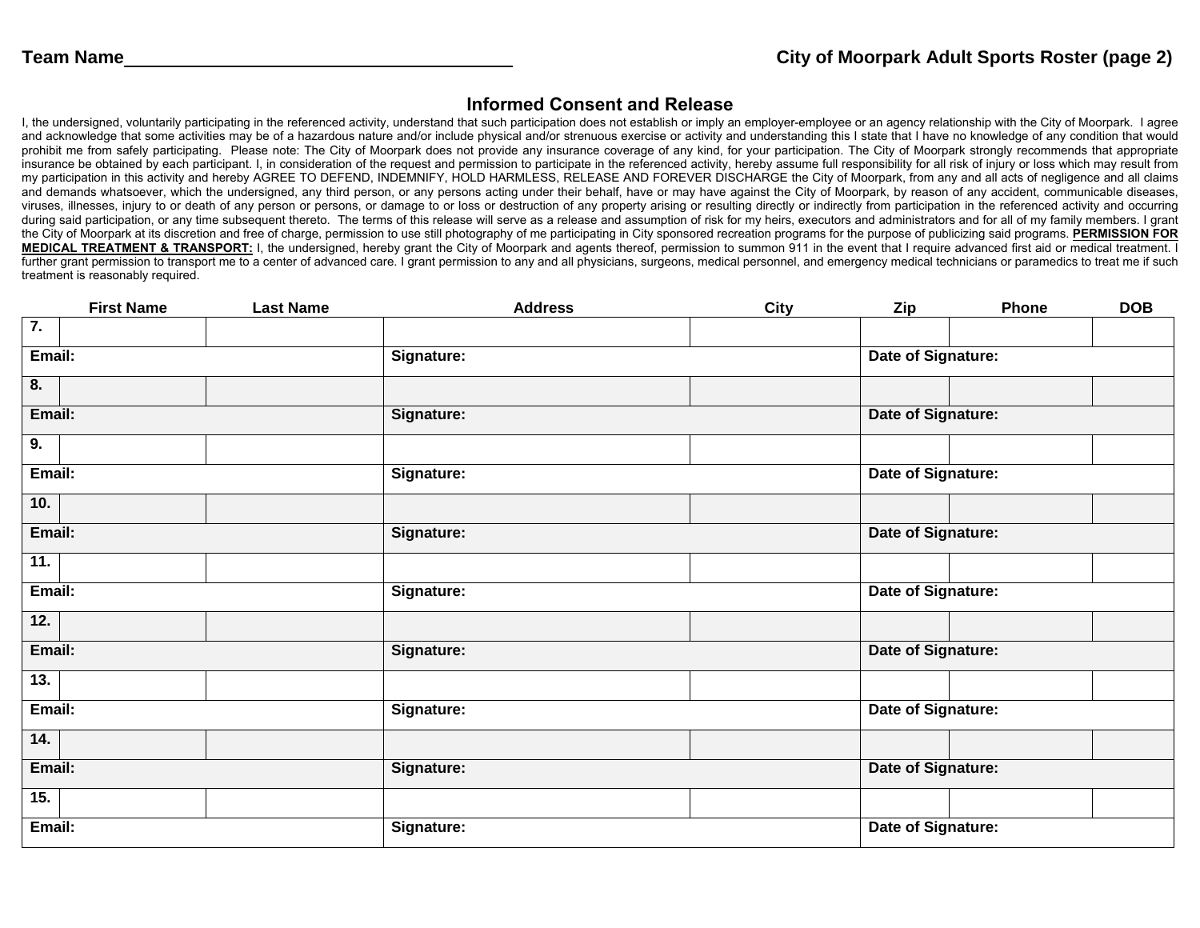**Team Name** ______________________________________

**City of Moorpark Adult Sports Roster (page 2)**

## Informed Consent and Release

I, the undersigned, voluntarily participating in the referenced activity, understand that such participation does not establish or imply an employer-employee or an agency relationship with the City of Moorpark. I agree and acknowledge that some activities may be of a hazardous nature and/or include physical and/or strenuous exercise or activity and understanding this I state that I have no knowledge of any condition that would prohibit me from safely participating. Please note: The City of Moorpark does not provide any insurance coverage of any kind, for your participation. The City of Moorpark strongly recommends that appropriate insurance be obtained by each participant. I, in consideration of the request and permission to participate in the referenced activity, hereby assume full responsibility for all risk of injury or loss which may result from my participation in this activity and hereby AGREE TO DEFEND, INDEMNIFY, HOLD HARMLESS, RELEASE AND FOREVER DISCHARGE the City of Moorpark, from any and all acts of negligence and all claims and demands whatsoever, which the undersigned, any third person, or any persons acting under their behalf, have or may have against the City of Moorpark, by reason of any accident, communicable diseases, viruses, illnesses, injury to or death of any person or persons, or damage to or loss or destruction of any property arising or resulting directly or indirectly from participation in the referenced activity and occurring during said participation, or any time subsequent thereto. The terms of this release will serve as a release and assumption of risk for my heirs, executors and administrators and for all of my family members. I grant the City of Moorpark at its discretion and free of charge, permission to use still photography of me participating in City sponsored recreation programs for the purpose of publicizing said programs. **PERMISSION FOR MEDICAL TREATMENT & TRANSPORT:** I, the undersigned, hereby grant the City of Moorpark and agents thereof, permission to summon 911 in the event that I require advanced first aid or medical treatment. I further grant permission to transport me to a center of advanced care. I grant permission to any and all physicians, surgeons, medical personnel, and emergency medical technicians or paramedics to treat me if such treatment is reasonably required.

| | First Name | Last Name | Address | City | Zip | Phone | DOB |
|---|---|---|---|---|---|---|---|
| 7. | | | | | | | |
| Email: | | | Signature: | | Date of Signature: | | |
| 8. | | | | | | | |
| Email: | | | Signature: | | Date of Signature: | | |
| 9. | | | | | | | |
| Email: | | | Signature: | | Date of Signature: | | |
| 10. | | | | | | | |
| Email: | | | Signature: | | Date of Signature: | | |
| 11. | | | | | | | |
| Email: | | | Signature: | | Date of Signature: | | |
| 12. | | | | | | | |
| Email: | | | Signature: | | Date of Signature: | | |
| 13. | | | | | | | |
| Email: | | | Signature: | | Date of Signature: | | |
| 14. | | | | | | | |
| Email: | | | Signature: | | Date of Signature: | | |
| 15. | | | | | | | |
| Email: | | | Signature: | | Date of Signature: | | |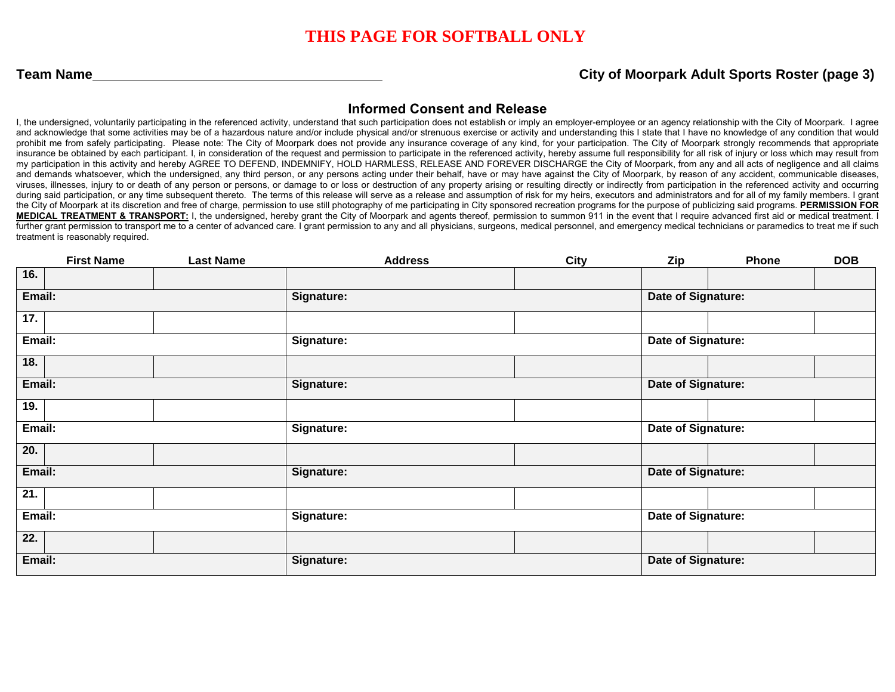# THIS PAGE FOR SOFTBALL ONLY

**Team Name**\_\_\_\_\_\_\_\_\_\_\_\_\_\_\_\_\_\_\_\_\_\_\_\_\_\_\_\_\_\_\_\_\_\_\_\_\_\_\_\_

**City of Moorpark Adult Sports Roster (page 3)**

## Informed Consent and Release

I, the undersigned, voluntarily participating in the referenced activity, understand that such participation does not establish or imply an employer-employee or an agency relationship with the City of Moorpark. I agree and acknowledge that some activities may be of a hazardous nature and/or include physical and/or strenuous exercise or activity and understanding this I state that I have no knowledge of any condition that would prohibit me from safely participating. Please note: The City of Moorpark does not provide any insurance coverage of any kind, for your participation. The City of Moorpark strongly recommends that appropriate insurance be obtained by each participant. I, in consideration of the request and permission to participate in the referenced activity, hereby assume full responsibility for all risk of injury or loss which may result from my participation in this activity and hereby AGREE TO DEFEND, INDEMNIFY, HOLD HARMLESS, RELEASE AND FOREVER DISCHARGE the City of Moorpark, from any and all acts of negligence and all claims and demands whatsoever, which the undersigned, any third person, or any persons acting under their behalf, have or may have against the City of Moorpark, by reason of any accident, communicable diseases, viruses, illnesses, injury to or death of any person or persons, or damage to or loss or destruction of any property arising or resulting directly or indirectly from participation in the referenced activity and occurring during said participation, or any time subsequent thereto. The terms of this release will serve as a release and assumption of risk for my heirs, executors and administrators and for all of my family members. I grant the City of Moorpark at its discretion and free of charge, permission to use still photography of me participating in City sponsored recreation programs for the purpose of publicizing said programs. **PERMISSION FOR MEDICAL TREATMENT & TRANSPORT:** I, the undersigned, hereby grant the City of Moorpark and agents thereof, permission to summon 911 in the event that I require advanced first aid or medical treatment. I further grant permission to transport me to a center of advanced care. I grant permission to any and all physicians, surgeons, medical personnel, and emergency medical technicians or paramedics to treat me if such treatment is reasonably required.

| | First Name | Last Name | Address | City | Zip | Phone | DOB |
|---|---|---|---|---|---|---|---|
| 16. | | | | | | | |
| Email: | | | Signature: | | Date of Signature: | | |
| 17. | | | | | | | |
| Email: | | | Signature: | | Date of Signature: | | |
| 18. | | | | | | | |
| Email: | | | Signature: | | Date of Signature: | | |
| 19. | | | | | | | |
| Email: | | | Signature: | | Date of Signature: | | |
| 20. | | | | | | | |
| Email: | | | Signature: | | Date of Signature: | | |
| 21. | | | | | | | |
| Email: | | | Signature: | | Date of Signature: | | |
| 22. | | | | | | | |
| Email: | | | Signature: | | Date of Signature: | | |